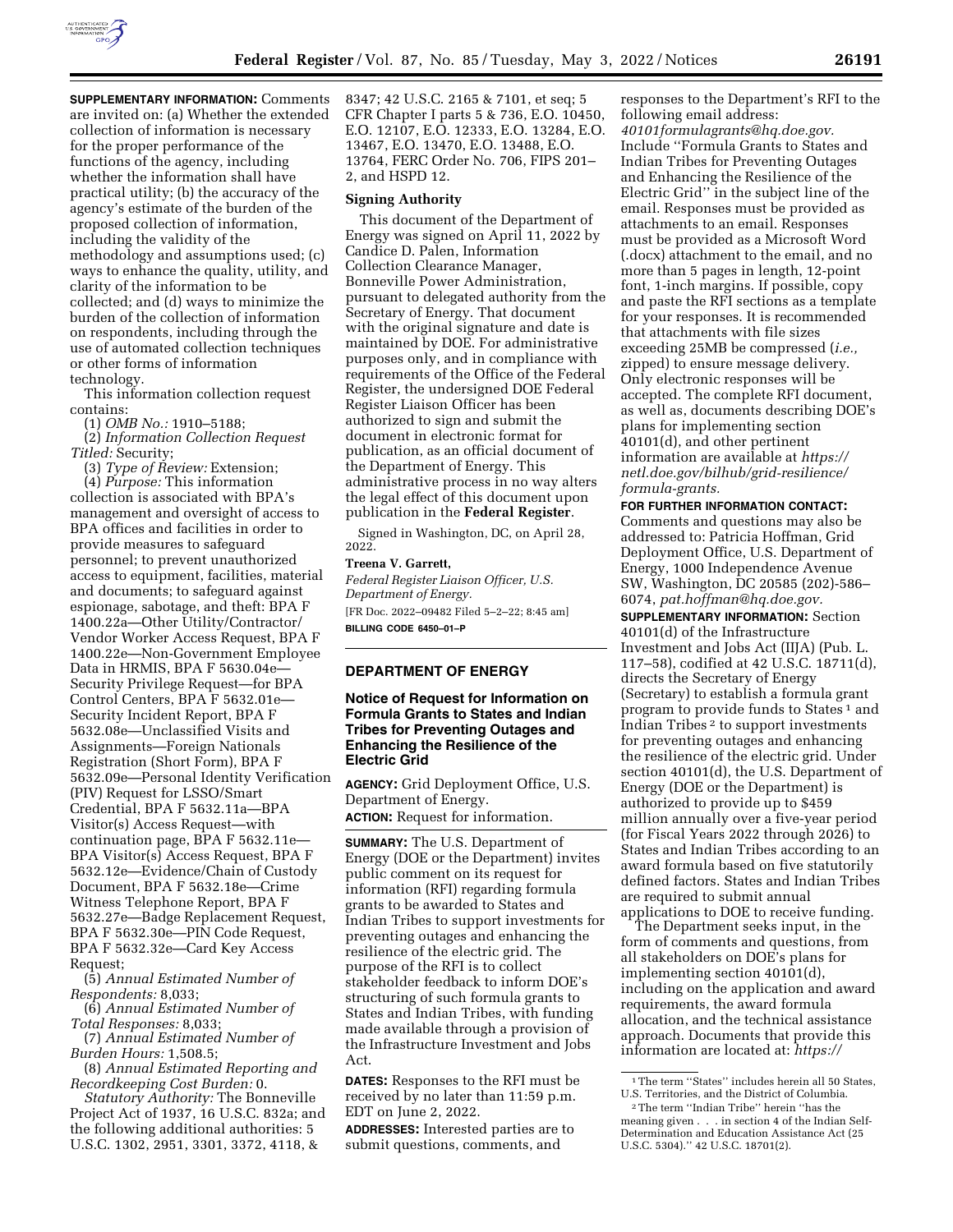**SUPPLEMENTARY INFORMATION:** Comments are invited on: (a) Whether the extended collection of information is necessary for the proper performance of the functions of the agency, including whether the information shall have practical utility; (b) the accuracy of the agency's estimate of the burden of the proposed collection of information, including the validity of the methodology and assumptions used; (c) ways to enhance the quality, utility, and clarity of the information to be collected; and (d) ways to minimize the burden of the collection of information on respondents, including through the use of automated collection techniques or other forms of information technology.

This information collection request contains:

(1) *OMB No.:* 1910–5188;

(2) *Information Collection Request Titled:* Security;

(3) *Type of Review:* Extension;

(4) *Purpose:* This information collection is associated with BPA's management and oversight of access to BPA offices and facilities in order to provide measures to safeguard personnel; to prevent unauthorized access to equipment, facilities, material and documents; to safeguard against espionage, sabotage, and theft: BPA F 1400.22a—Other Utility/Contractor/Vendor Worker Access Request, BPA F 1400.22e—Non-Government Employee Data in HRMIS, BPA F 5630.04e—Security Privilege Request—for BPA Control Centers, BPA F 5632.01e—Security Incident Report, BPA F 5632.08e—Unclassified Visits and Assignments—Foreign Nationals Registration (Short Form), BPA F 5632.09e—Personal Identity Verification (PIV) Request for LSSO/Smart Credential, BPA F 5632.11a—BPA Visitor(s) Access Request—with continuation page, BPA F 5632.11e—BPA Visitor(s) Access Request, BPA F 5632.12e—Evidence/Chain of Custody Document, BPA F 5632.18e—Crime Witness Telephone Report, BPA F 5632.27e—Badge Replacement Request, BPA F 5632.30e—PIN Code Request, BPA F 5632.32e—Card Key Access Request;

(5) *Annual Estimated Number of Respondents:* 8,033;

(6) *Annual Estimated Number of Total Responses:* 8,033;

(7) *Annual Estimated Number of Burden Hours:* 1,508.5;

(8) *Annual Estimated Reporting and Recordkeeping Cost Burden:* 0.

*Statutory Authority:* The Bonneville Project Act of 1937, 16 U.S.C. 832a; and the following additional authorities: 5 U.S.C. 1302, 2951, 3301, 3372, 4118, & 8347; 42 U.S.C. 2165 & 7101, et seq; 5 CFR Chapter I parts 5 & 736, E.O. 10450, E.O. 12107, E.O. 12333, E.O. 13284, E.O. 13467, E.O. 13470, E.O. 13488, E.O. 13764, FERC Order No. 706, FIPS 201–2, and HSPD 12.

**Signing Authority**

This document of the Department of Energy was signed on April 11, 2022 by Candice D. Palen, Information Collection Clearance Manager, Bonneville Power Administration, pursuant to delegated authority from the Secretary of Energy. That document with the original signature and date is maintained by DOE. For administrative purposes only, and in compliance with requirements of the Office of the Federal Register, the undersigned DOE Federal Register Liaison Officer has been authorized to sign and submit the document in electronic format for publication, as an official document of the Department of Energy. This administrative process in no way alters the legal effect of this document upon publication in the **Federal Register**.

Signed in Washington, DC, on April 28, 2022.

**Treena V. Garrett,**

*Federal Register Liaison Officer, U.S. Department of Energy.*

[FR Doc. 2022–09482 Filed 5–2–22; 8:45 am]

**BILLING CODE 6450–01–P**

## DEPARTMENT OF ENERGY

### Notice of Request for Information on Formula Grants to States and Indian Tribes for Preventing Outages and Enhancing the Resilience of the Electric Grid

**AGENCY:** Grid Deployment Office, U.S. Department of Energy.

**ACTION:** Request for information.

**SUMMARY:** The U.S. Department of Energy (DOE or the Department) invites public comment on its request for information (RFI) regarding formula grants to be awarded to States and Indian Tribes to support investments for preventing outages and enhancing the resilience of the electric grid. The purpose of the RFI is to collect stakeholder feedback to inform DOE's structuring of such formula grants to States and Indian Tribes, with funding made available through a provision of the Infrastructure Investment and Jobs Act.

**DATES:** Responses to the RFI must be received by no later than 11:59 p.m. EDT on June 2, 2022.

**ADDRESSES:** Interested parties are to submit questions, comments, and responses to the Department's RFI to the following email address: *40101formulagrants@hq.doe.gov.* Include "Formula Grants to States and Indian Tribes for Preventing Outages and Enhancing the Resilience of the Electric Grid" in the subject line of the email. Responses must be provided as attachments to an email. Responses must be provided as a Microsoft Word (.docx) attachment to the email, and no more than 5 pages in length, 12-point font, 1-inch margins. If possible, copy and paste the RFI sections as a template for your responses. It is recommended that attachments with file sizes exceeding 25MB be compressed (*i.e.,* zipped) to ensure message delivery. Only electronic responses will be accepted. The complete RFI document, as well as, documents describing DOE's plans for implementing section 40101(d), and other pertinent information are available at *https://netl.doe.gov/bilhub/grid-resilience/formula-grants.*

**FOR FURTHER INFORMATION CONTACT:** Comments and questions may also be addressed to: Patricia Hoffman, Grid Deployment Office, U.S. Department of Energy, 1000 Independence Avenue SW, Washington, DC 20585 (202)-586–6074, *pat.hoffman@hq.doe.gov.*

**SUPPLEMENTARY INFORMATION:** Section 40101(d) of the Infrastructure Investment and Jobs Act (IIJA) (Pub. L. 117–58), codified at 42 U.S.C. 18711(d), directs the Secretary of Energy (Secretary) to establish a formula grant program to provide funds to States [1] and Indian Tribes [2] to support investments for preventing outages and enhancing the resilience of the electric grid. Under section 40101(d), the U.S. Department of Energy (DOE or the Department) is authorized to provide up to $459 million annually over a five-year period (for Fiscal Years 2022 through 2026) to States and Indian Tribes according to an award formula based on five statutorily defined factors. States and Indian Tribes are required to submit annual applications to DOE to receive funding.

The Department seeks input, in the form of comments and questions, from all stakeholders on DOE's plans for implementing section 40101(d), including on the application and award requirements, the award formula allocation, and the technical assistance approach. Documents that provide this information are located at: *https://*

[1] The term "States" includes herein all 50 States, U.S. Territories, and the District of Columbia.

[2] The term "Indian Tribe" herein "has the meaning given . . . in section 4 of the Indian Self-Determination and Education Assistance Act (25 U.S.C. 5304)." 42 U.S.C. 18701(2).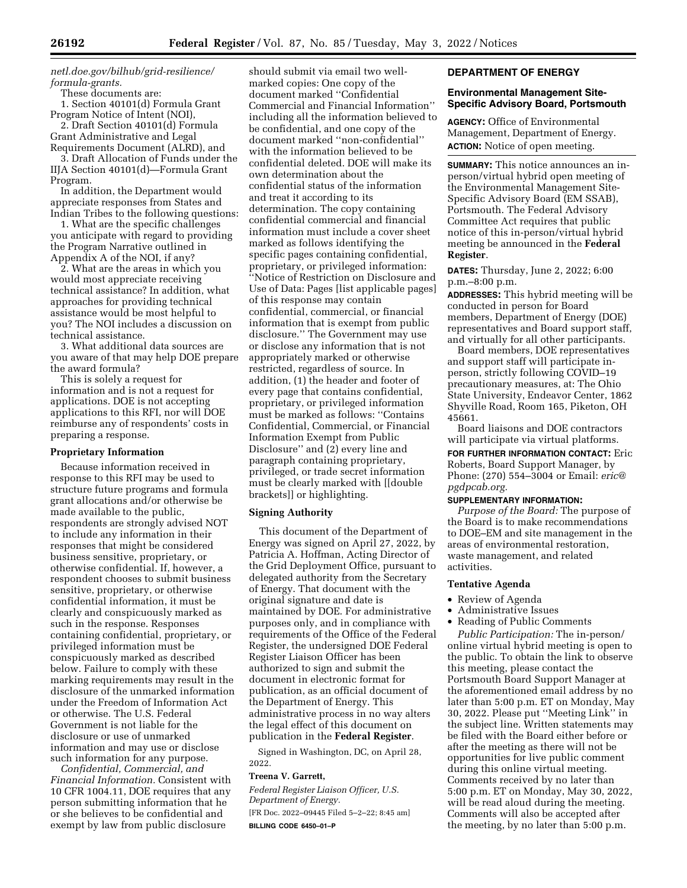*netl.doe.gov/bilhub/grid-resilience/formula-grants.*

These documents are:

1. Section 40101(d) Formula Grant Program Notice of Intent (NOI),
2. Draft Section 40101(d) Formula Grant Administrative and Legal Requirements Document (ALRD), and
3. Draft Allocation of Funds under the IIJA Section 40101(d)—Formula Grant Program.

In addition, the Department would appreciate responses from States and Indian Tribes to the following questions:

1. What are the specific challenges you anticipate with regard to providing the Program Narrative outlined in Appendix A of the NOI, if any?
2. What are the areas in which you would most appreciate receiving technical assistance? In addition, what approaches for providing technical assistance would be most helpful to you? The NOI includes a discussion on technical assistance.
3. What additional data sources are you aware of that may help DOE prepare the award formula?

This is solely a request for information and is not a request for applications. DOE is not accepting applications to this RFI, nor will DOE reimburse any of respondents' costs in preparing a response.

## Proprietary Information

Because information received in response to this RFI may be used to structure future programs and formula grant allocations and/or otherwise be made available to the public, respondents are strongly advised NOT to include any information in their responses that might be considered business sensitive, proprietary, or otherwise confidential. If, however, a respondent chooses to submit business sensitive, proprietary, or otherwise confidential information, it must be clearly and conspicuously marked as such in the response. Responses containing confidential, proprietary, or privileged information must be conspicuously marked as described below. Failure to comply with these marking requirements may result in the disclosure of the unmarked information under the Freedom of Information Act or otherwise. The U.S. Federal Government is not liable for the disclosure or use of unmarked information and may use or disclose such information for any purpose.

*Confidential, Commercial, and Financial Information.* Consistent with 10 CFR 1004.11, DOE requires that any person submitting information that he or she believes to be confidential and exempt by law from public disclosure should submit via email two well-marked copies: One copy of the document marked ''Confidential Commercial and Financial Information'' including all the information believed to be confidential, and one copy of the document marked ''non-confidential'' with the information believed to be confidential deleted. DOE will make its own determination about the confidential status of the information and treat it according to its determination. The copy containing confidential commercial and financial information must include a cover sheet marked as follows identifying the specific pages containing confidential, proprietary, or privileged information: ''Notice of Restriction on Disclosure and Use of Data: Pages [list applicable pages] of this response may contain confidential, commercial, or financial information that is exempt from public disclosure.'' The Government may use or disclose any information that is not appropriately marked or otherwise restricted, regardless of source. In addition, (1) the header and footer of every page that contains confidential, proprietary, or privileged information must be marked as follows: ''Contains Confidential, Commercial, or Financial Information Exempt from Public Disclosure'' and (2) every line and paragraph containing proprietary, privileged, or trade secret information must be clearly marked with [[double brackets]] or highlighting.

## Signing Authority

This document of the Department of Energy was signed on April 27, 2022, by Patricia A. Hoffman, Acting Director of the Grid Deployment Office, pursuant to delegated authority from the Secretary of Energy. That document with the original signature and date is maintained by DOE. For administrative purposes only, and in compliance with requirements of the Office of the Federal Register, the undersigned DOE Federal Register Liaison Officer has been authorized to sign and submit the document in electronic format for publication, as an official document of the Department of Energy. This administrative process in no way alters the legal effect of this document on publication in the **Federal Register**.

Signed in Washington, DC, on April 28, 2022.

**Treena V. Garrett,**

*Federal Register Liaison Officer, U.S. Department of Energy.*

[FR Doc. 2022–09445 Filed 5–2–22; 8:45 am]

**BILLING CODE 6450–01–P**

# DEPARTMENT OF ENERGY

## Environmental Management Site-Specific Advisory Board, Portsmouth

**AGENCY:** Office of Environmental Management, Department of Energy.

**ACTION:** Notice of open meeting.

**SUMMARY:** This notice announces an in-person/virtual hybrid open meeting of the Environmental Management Site-Specific Advisory Board (EM SSAB), Portsmouth. The Federal Advisory Committee Act requires that public notice of this in-person/virtual hybrid meeting be announced in the **Federal Register**.

**DATES:** Thursday, June 2, 2022; 6:00 p.m.–8:00 p.m.

**ADDRESSES:** This hybrid meeting will be conducted in person for Board members, Department of Energy (DOE) representatives and Board support staff, and virtually for all other participants.

Board members, DOE representatives and support staff will participate in-person, strictly following COVID–19 precautionary measures, at: The Ohio State University, Endeavor Center, 1862 Shyville Road, Room 165, Piketon, OH 45661.

Board liaisons and DOE contractors will participate via virtual platforms.

**FOR FURTHER INFORMATION CONTACT:** Eric Roberts, Board Support Manager, by Phone: (270) 554–3004 or Email: *eric@pgdpcab.org.*

**SUPPLEMENTARY INFORMATION:**

*Purpose of the Board:* The purpose of the Board is to make recommendations to DOE–EM and site management in the areas of environmental restoration, waste management, and related activities.

## Tentative Agenda

- Review of Agenda
- Administrative Issues
- Reading of Public Comments

*Public Participation:* The in-person/online virtual hybrid meeting is open to the public. To obtain the link to observe this meeting, please contact the Portsmouth Board Support Manager at the aforementioned email address by no later than 5:00 p.m. ET on Monday, May 30, 2022. Please put ''Meeting Link'' in the subject line. Written statements may be filed with the Board either before or after the meeting as there will not be opportunities for live public comment during this online virtual meeting. Comments received by no later than 5:00 p.m. ET on Monday, May 30, 2022, will be read aloud during the meeting. Comments will also be accepted after the meeting, by no later than 5:00 p.m.